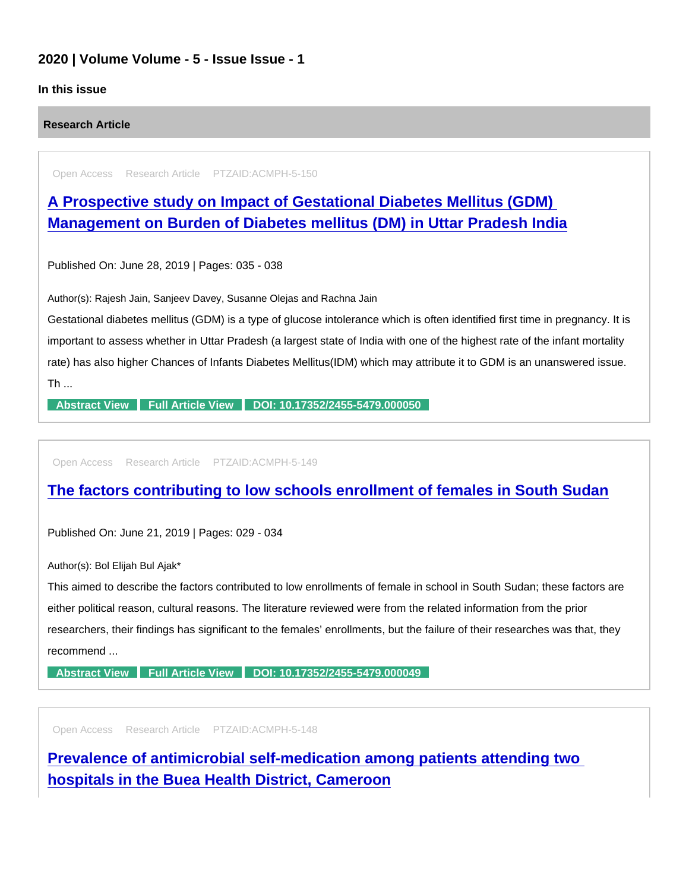## 2020 | Volume Volume - 5 - Issue Issue - 1

**In this issue**

### Research Article

Open Access Research Article PTZAID:ACMPH-5-150

### [A Prospective study on Impact of Gestational Diabetes Mellitus (GDM) Management on Burden of Diabetes mellitus (DM) in Uttar Pradesh India]

Published On: June 28, 2019 | Pages: 035 - 038

Author(s): Rajesh Jain, Sanjeev Davey, Susanne Olejas and Rachna Jain

Gestational diabetes mellitus (GDM) is a type of glucose intolerance which is often identified first time in pregnancy. It is important to assess whether in Uttar Pradesh (a largest state of India with one of the highest rate of the infant mortality rate) has also higher Chances of Infants Diabetes Mellitus(IDM) which may attribute it to GDM is an unanswered issue. Th ...

Abstract View | Full Article View | DOI: 10.17352/2455-5479.000050

Open Access Research Article PTZAID:ACMPH-5-149

### [The factors contributing to low schools enrollment of females in South Sudan]

Published On: June 21, 2019 | Pages: 029 - 034

Author(s): Bol Elijah Bul Ajak*

This aimed to describe the factors contributed to low enrollments of female in school in South Sudan; these factors are either political reason, cultural reasons. The literature reviewed were from the related information from the prior researchers, their findings has significant to the females' enrollments, but the failure of their researches was that, they recommend ...

Abstract View | Full Article View | DOI: 10.17352/2455-5479.000049

Open Access Research Article PTZAID:ACMPH-5-148

### [Prevalence of antimicrobial self-medication among patients attending two hospitals in the Buea Health District, Cameroon]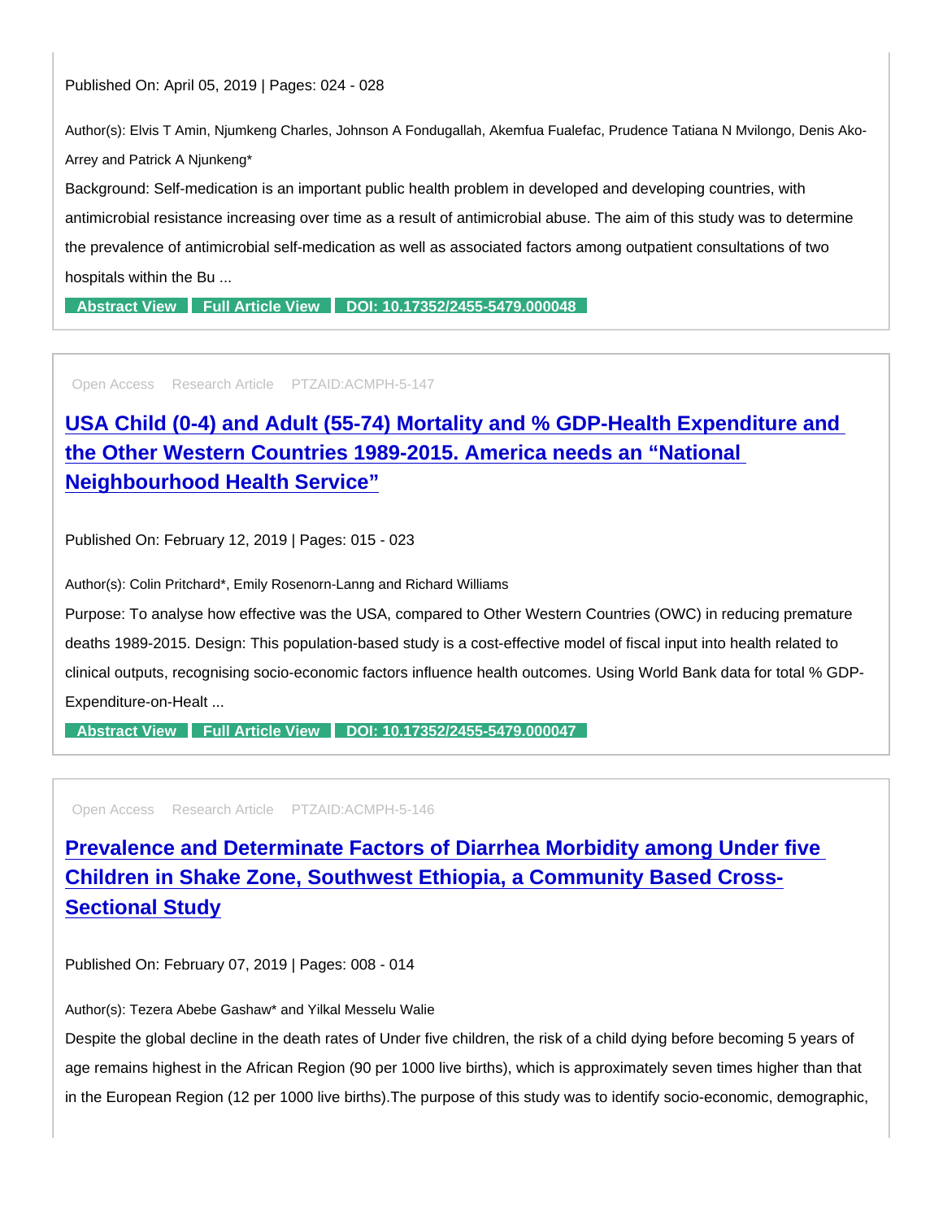Published On: April 05, 2019 | Pages: 024 - 028

Author(s): Elvis T Amin, Njumkeng Charles, Johnson A Fondugallah, Akemfua Fualefac, Prudence Tatiana N Mvilongo, Denis Ako-Arrey and Patrick A Njunkeng*

Background: Self-medication is an important public health problem in developed and developing countries, with antimicrobial resistance increasing over time as a result of antimicrobial abuse. The aim of this study was to determine the prevalence of antimicrobial self-medication as well as associated factors among outpatient consultations of two hospitals within the Bu ...

Abstract View | Full Article View | DOI: 10.17352/2455-5479.000048

---

Open Access | Research Article | PTZAID:ACMPH-5-147

## USA Child (0-4) and Adult (55-74) Mortality and % GDP-Health Expenditure and the Other Western Countries 1989-2015. America needs an "National Neighbourhood Health Service"

Published On: February 12, 2019 | Pages: 015 - 023

Author(s): Colin Pritchard*, Emily Rosenorn-Lanng and Richard Williams

Purpose: To analyse how effective was the USA, compared to Other Western Countries (OWC) in reducing premature deaths 1989-2015. Design: This population-based study is a cost-effective model of fiscal input into health related to clinical outputs, recognising socio-economic factors influence health outcomes. Using World Bank data for total % GDP-Expenditure-on-Healt ...

Abstract View | Full Article View | DOI: 10.17352/2455-5479.000047

---

Open Access | Research Article | PTZAID:ACMPH-5-146

## Prevalence and Determinate Factors of Diarrhea Morbidity among Under five Children in Shake Zone, Southwest Ethiopia, a Community Based Cross-Sectional Study

Published On: February 07, 2019 | Pages: 008 - 014

Author(s): Tezera Abebe Gashaw* and Yilkal Messelu Walie

Despite the global decline in the death rates of Under five children, the risk of a child dying before becoming 5 years of age remains highest in the African Region (90 per 1000 live births), which is approximately seven times higher than that in the European Region (12 per 1000 live births).The purpose of this study was to identify socio-economic, demographic,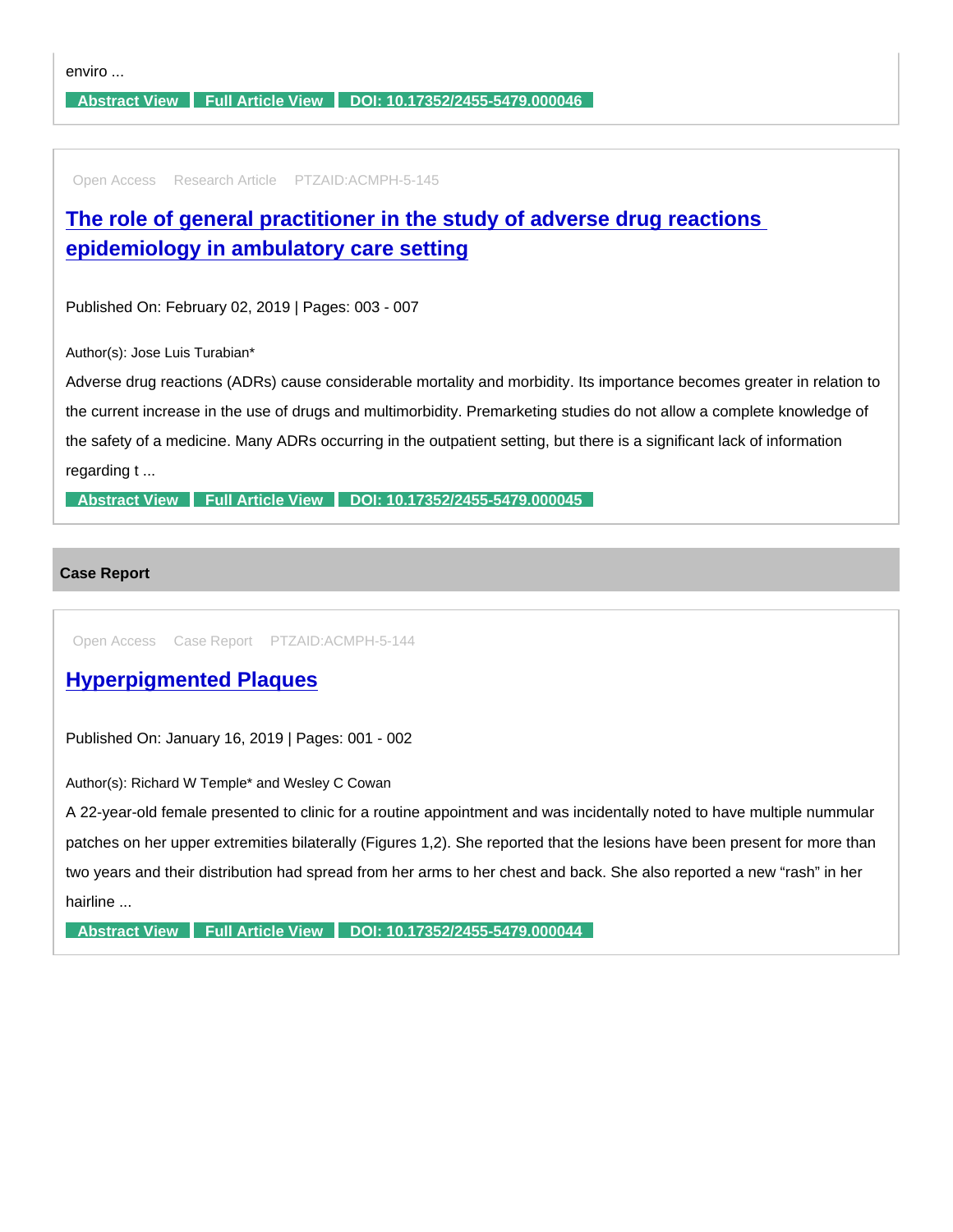enviro ...

Abstract View | Full Article View | DOI: 10.17352/2455-5479.000046

Open Access Research Article PTZAID:ACMPH-5-145

## [The role of general practitioner in the study of adverse drug reactions epidemiology in ambulatory care setting]

Published On: February 02, 2019 | Pages: 003 - 007

Author(s): Jose Luis Turabian*

Adverse drug reactions (ADRs) cause considerable mortality and morbidity. Its importance becomes greater in relation to the current increase in the use of drugs and multimorbidity. Premarketing studies do not allow a complete knowledge of the safety of a medicine. Many ADRs occurring in the outpatient setting, but there is a significant lack of information regarding t ...

Abstract View | Full Article View | DOI: 10.17352/2455-5479.000045

### Case Report

Open Access Case Report PTZAID:ACMPH-5-144

## [Hyperpigmented Plaques]

Published On: January 16, 2019 | Pages: 001 - 002

Author(s): Richard W Temple* and Wesley C Cowan

A 22-year-old female presented to clinic for a routine appointment and was incidentally noted to have multiple nummular patches on her upper extremities bilaterally (Figures 1,2). She reported that the lesions have been present for more than two years and their distribution had spread from her arms to her chest and back. She also reported a new “rash” in her hairline ...

Abstract View | Full Article View | DOI: 10.17352/2455-5479.000044